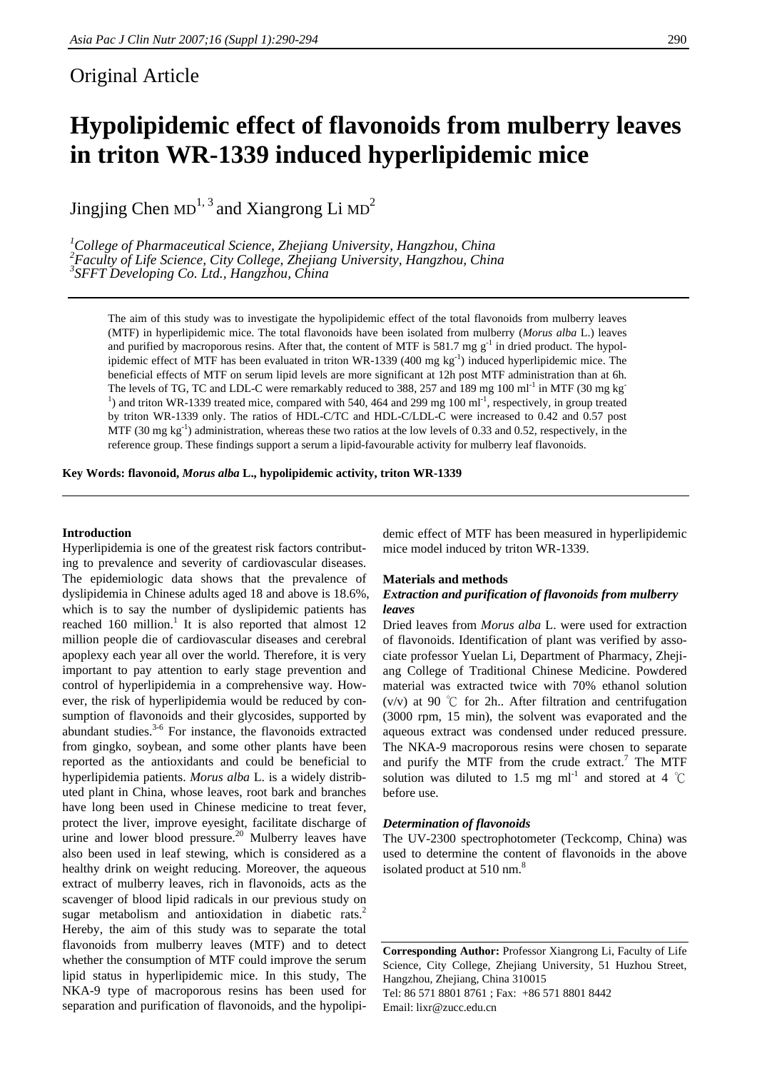Original Article

# Hypolipidemic effect of flavonoids from mulberry leaves in triton WR-1339 induced hyperlipidemic mice

Jingjing Chen MD[1, 3] and Xiangrong Li MD[2]

[1]*College of Pharmaceutical Science, Zhejiang University, Hangzhou, China*
[2]*Faculty of Life Science, City College, Zhejiang University, Hangzhou, China*
[3]*SFFT Developing Co. Ltd., Hangzhou, China*

The aim of this study was to investigate the hypolipidemic effect of the total flavonoids from mulberry leaves (MTF) in hyperlipidemic mice. The total flavonoids have been isolated from mulberry (*Morus alba* L.) leaves and purified by macroporous resins. After that, the content of MTF is 581.7 mg $g^{-1}$ in dried product. The hypolipidemic effect of MTF has been evaluated in triton WR-1339 (400 mg $kg^{-1}$) induced hyperlipidemic mice. The beneficial effects of MTF on serum lipid levels are more significant at 12h post MTF administration than at 6h. The levels of TG, TC and LDL-C were remarkably reduced to 388, 257 and 189 mg 100 $ml^{-1}$ in MTF (30 mg $kg^{-1}$) and triton WR-1339 treated mice, compared with 540, 464 and 299 mg 100 $ml^{-1}$, respectively, in group treated by triton WR-1339 only. The ratios of HDL-C/TC and HDL-C/LDL-C were increased to 0.42 and 0.57 post MTF (30 mg $kg^{-1}$) administration, whereas these two ratios at the low levels of 0.33 and 0.52, respectively, in the reference group. These findings support a serum a lipid-favourable activity for mulberry leaf flavonoids.

**Key Words: flavonoid, *Morus alba* L., hypolipidemic activity, triton WR-1339**

## Introduction

Hyperlipidemia is one of the greatest risk factors contributing to prevalence and severity of cardiovascular diseases. The epidemiologic data shows that the prevalence of dyslipidemia in Chinese adults aged 18 and above is 18.6%, which is to say the number of dyslipidemic patients has reached 160 million.[1] It is also reported that almost 12 million people die of cardiovascular diseases and cerebral apoplexy each year all over the world. Therefore, it is very important to pay attention to early stage prevention and control of hyperlipidemia in a comprehensive way. However, the risk of hyperlipidemia would be reduced by consumption of flavonoids and their glycosides, supported by abundant studies.[3-6] For instance, the flavonoids extracted from gingko, soybean, and some other plants have been reported as the antioxidants and could be beneficial to hyperlipidemia patients. *Morus alba* L. is a widely distributed plant in China, whose leaves, root bark and branches have long been used in Chinese medicine to treat fever, protect the liver, improve eyesight, facilitate discharge of urine and lower blood pressure.[20] Mulberry leaves have also been used in leaf stewing, which is considered as a healthy drink on weight reducing. Moreover, the aqueous extract of mulberry leaves, rich in flavonoids, acts as the scavenger of blood lipid radicals in our previous study on sugar metabolism and antioxidation in diabetic rats.[2] Hereby, the aim of this study was to separate the total flavonoids from mulberry leaves (MTF) and to detect whether the consumption of MTF could improve the serum lipid status in hyperlipidemic mice. In this study, The NKA-9 type of macroporous resins has been used for separation and purification of flavonoids, and the hypolipidemic effect of MTF has been measured in hyperlipidemic mice model induced by triton WR-1339.

## Materials and methods

### *Extraction and purification of flavonoids from mulberry leaves*

Dried leaves from *Morus alba* L. were used for extraction of flavonoids. Identification of plant was verified by associate professor Yuelan Li, Department of Pharmacy, Zhejiang College of Traditional Chinese Medicine. Powdered material was extracted twice with 70% ethanol solution (v/v) at 90 ℃ for 2h.. After filtration and centrifugation (3000 rpm, 15 min), the solvent was evaporated and the aqueous extract was condensed under reduced pressure. The NKA-9 macroporous resins were chosen to separate and purify the MTF from the crude extract.[7] The MTF solution was diluted to 1.5 mg $ml^{-1}$ and stored at 4 ℃ before use.

### *Determination of flavonoids*

The UV-2300 spectrophotometer (Teckcomp, China) was used to determine the content of flavonoids in the above isolated product at 510 nm.[8]

**Corresponding Author:** Professor Xiangrong Li, Faculty of Life Science, City College, Zhejiang University, 51 Huzhou Street, Hangzhou, Zhejiang, China 310015
Tel: 86 571 8801 8761 ; Fax: +86 571 8801 8442
Email: lixr@zucc.edu.cn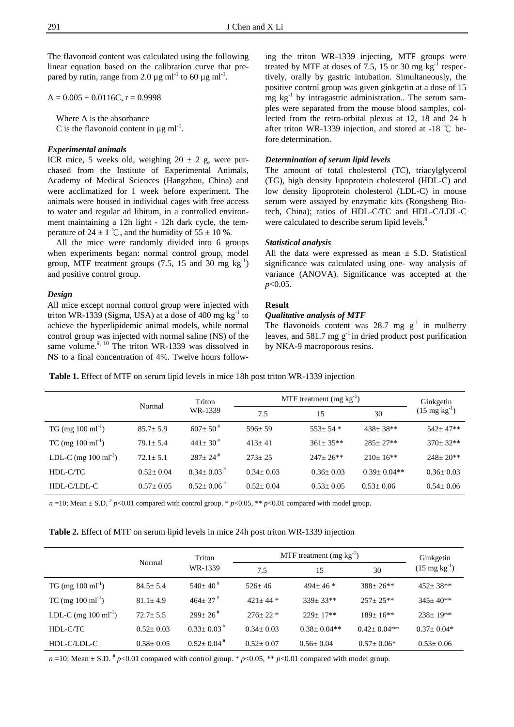The flavonoid content was calculated using the following linear equation based on the calibration curve that prepared by rutin, range from 2.0 μg $ml^{-1}$ to 60 μg $ml^{-1}$.

$$A = 0.005 + 0.0116C, r = 0.9998$$

Where A is the absorbance
C is the flavonoid content in μg $ml^{-1}$.

### *Experimental animals*

ICR mice, 5 weeks old, weighing 20 ± 2 g, were purchased from the Institute of Experimental Animals, Academy of Medical Sciences (Hangzhou, China) and were acclimatized for 1 week before experiment. The animals were housed in individual cages with free access to water and regular ad libitum, in a controlled environment maintaining a 12h light - 12h dark cycle, the temperature of 24 ± 1 ℃, and the humidity of 55 ± 10 %.

All the mice were randomly divided into 6 groups when experiments began: normal control group, model group, MTF treatment groups (7.5, 15 and 30 mg $kg^{-1}$) and positive control group.

### *Design*

All mice except normal control group were injected with triton WR-1339 (Sigma, USA) at a dose of 400 mg $kg^{-1}$ to achieve the hyperlipidemic animal models, while normal control group was injected with normal saline (NS) of the same volume.[9, 10] The triton WR-1339 was dissolved in NS to a final concentration of 4%. Twelve hours following the triton WR-1339 injecting, MTF groups were treated by MTF at doses of 7.5, 15 or 30 mg $kg^{-1}$ respectively, orally by gastric intubation. Simultaneously, the positive control group was given ginkgetin at a dose of 15 mg $kg^{-1}$ by intragastric administration.. The serum samples were separated from the mouse blood samples, collected from the retro-orbital plexus at 12, 18 and 24 h after triton WR-1339 injection, and stored at -18 ℃ before determination.

### *Determination of serum lipid levels*

The amount of total cholesterol (TC), triacylglycerol (TG), high density lipoprotein cholesterol (HDL-C) and low density lipoprotein cholesterol (LDL-C) in mouse serum were assayed by enzymatic kits (Rongsheng Biotech, China); ratios of HDL-C/TC and HDL-C/LDL-C were calculated to describe serum lipid levels.[9]

### *Statistical analysis*

All the data were expressed as mean ± S.D. Statistical significance was calculated using one- way analysis of variance (ANOVA). Significance was accepted at the $p<0.05$.

## Result

### *Qualitative analysis of MTF*

The flavonoids content was 28.7 mg $g^{-1}$ in mulberry leaves, and 581.7 mg $g^{-1}$ in dried product post purification by NKA-9 macroporous resins.

**Table 1.** Effect of MTF on serum lipid levels in mice 18h post triton WR-1339 injection

| | Normal | Triton WR-1339 | MTF treatment (mg $kg^{-1}$) | | | Ginkgetin (15 mg $kg^{-1}$) |
|---|---|---|---|---|---|---|
| | | | 7.5 | 15 | 30 | |
| TG (mg 100 $ml^{-1}$) | 85.7± 5.9 | 607± 50 # | 596± 59 | 553± 54 * | 438± 38** | 542± 47** |
| TC (mg 100 $ml^{-1}$) | 79.1± 5.4 | 441± 30 # | 413± 41 | 361± 35** | 285± 27** | 370± 32** |
| LDL-C (mg 100 $ml^{-1}$) | 72.1± 5.1 | 287± 24 # | 273± 25 | 247± 26** | 210± 16** | 248± 20** |
| HDL-C/TC | 0.52± 0.04 | 0.34± 0.03 # | 0.34± 0.03 | 0.36± 0.03 | 0.39± 0.04** | 0.36± 0.03 |
| HDL-C/LDL-C | 0.57± 0.05 | 0.52± 0.06 # | 0.52± 0.04 | 0.53± 0.05 | 0.53± 0.06 | 0.54± 0.06 |

$n$ =10; Mean ± S.D. # $p<0.01$ compared with control group. * $p<0.05$, ** $p<0.01$ compared with model group.

**Table 2.** Effect of MTF on serum lipid levels in mice 24h post triton WR-1339 injection

| | Normal | Triton WR-1339 | MTF treatment (mg $kg^{-1}$) | | | Ginkgetin (15 mg $kg^{-1}$) |
|---|---|---|---|---|---|---|
| | | | 7.5 | 15 | 30 | |
| TG (mg 100 $ml^{-1}$) | 84.5± 5.4 | 540± 40 # | 526± 46 | 494± 46 * | 388± 26** | 452± 38** |
| TC (mg 100 $ml^{-1}$) | 81.1± 4.9 | 464± 37 # | 421± 44 * | 339± 33** | 257± 25** | 345± 40** |
| LDL-C (mg 100 $ml^{-1}$) | 72.7± 5.5 | 299± 26 # | 276± 22 * | 229± 17** | 189± 16** | 238± 19** |
| HDL-C/TC | 0.52± 0.03 | 0.33± 0.03 # | 0.34± 0.03 | 0.38± 0.04** | 0.42± 0.04** | 0.37± 0.04* |
| HDL-C/LDL-C | 0.58± 0.05 | 0.52± 0.04 # | 0.52± 0.07 | 0.56± 0.04 | 0.57± 0.06* | 0.53± 0.06 |

$n$ =10; Mean ± S.D. # $p<0.01$ compared with control group. * $p<0.05$, ** $p<0.01$ compared with model group.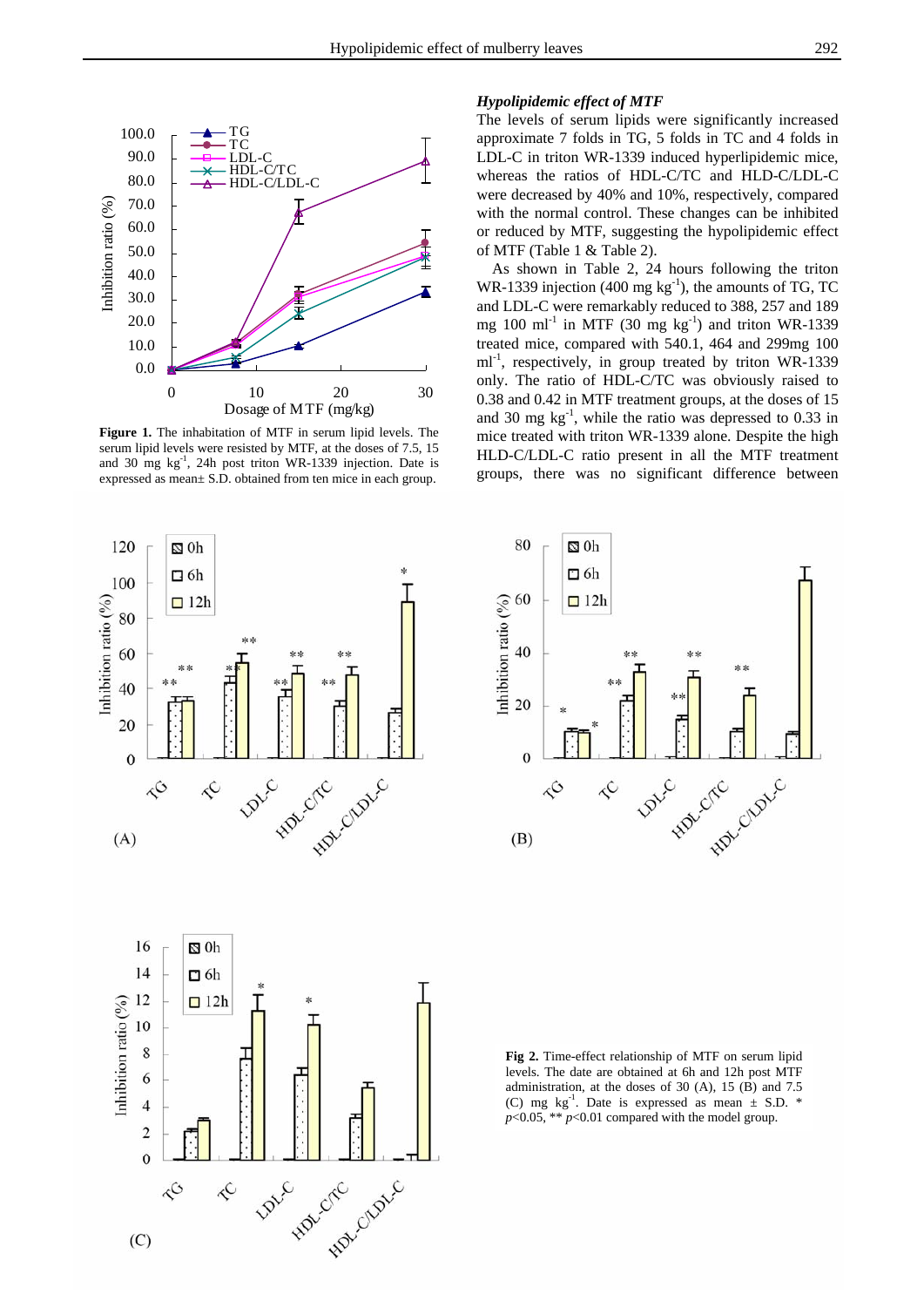**Figure 1.** The inhabitation of MTF in serum lipid levels. The serum lipid levels were resisted by MTF, at the doses of 7.5, 15 and 30 mg $kg^{-1}$, 24h post triton WR-1339 injection. Date is expressed as mean± S.D. obtained from ten mice in each group.

### *Hypolipidemic effect of MTF*

The levels of serum lipids were significantly increased approximate 7 folds in TG, 5 folds in TC and 4 folds in LDL-C in triton WR-1339 induced hyperlipidemic mice, whereas the ratios of HDL-C/TC and HLD-C/LDL-C were decreased by 40% and 10%, respectively, compared with the normal control. These changes can be inhibited or reduced by MTF, suggesting the hypolipidemic effect of MTF (Table 1 & Table 2).

As shown in Table 2, 24 hours following the triton WR-1339 injection (400 mg $kg^{-1}$), the amounts of TG, TC and LDL-C were remarkably reduced to 388, 257 and 189 mg 100 $ml^{-1}$ in MTF (30 mg $kg^{-1}$) and triton WR-1339 treated mice, compared with 540.1, 464 and 299mg 100 $ml^{-1}$, respectively, in group treated by triton WR-1339 only. The ratio of HDL-C/TC was obviously raised to 0.38 and 0.42 in MTF treatment groups, at the doses of 15 and 30 mg $kg^{-1}$, while the ratio was depressed to 0.33 in mice treated with triton WR-1339 alone. Despite the high HLD-C/LDL-C ratio present in all the MTF treatment groups, there was no significant difference between

**Fig 2.** Time-effect relationship of MTF on serum lipid levels. The date are obtained at 6h and 12h post MTF administration, at the doses of 30 (A), 15 (B) and 7.5 (C) mg $kg^{-1}$. Date is expressed as mean ± S.D. * $p$<0.05, ** $p$<0.01 compared with the model group.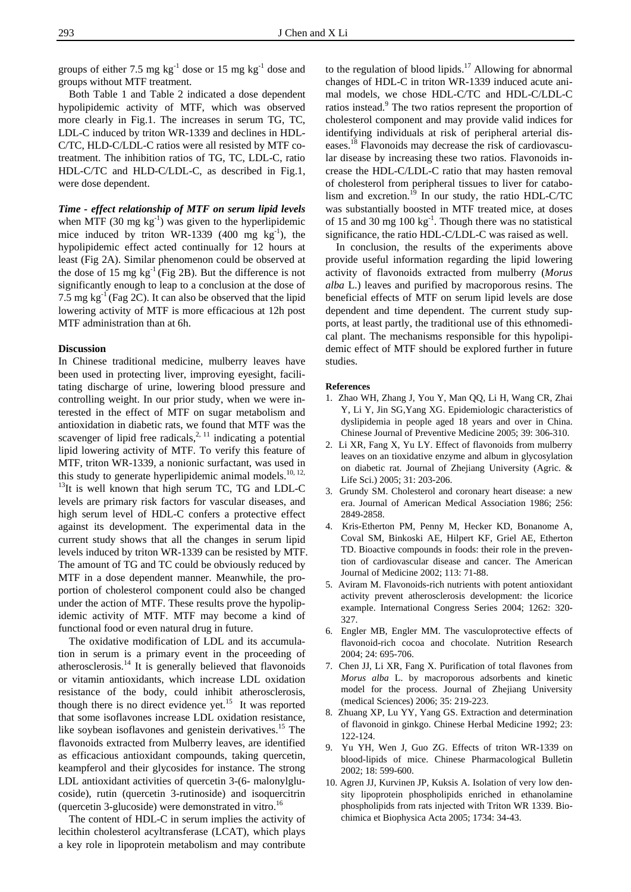groups of either 7.5 mg $kg^{-1}$ dose or 15 mg $kg^{-1}$ dose and groups without MTF treatment.

Both Table 1 and Table 2 indicated a dose dependent hypolipidemic activity of MTF, which was observed more clearly in Fig.1. The increases in serum TG, TC, LDL-C induced by triton WR-1339 and declines in HDL-C/TC, HLD-C/LDL-C ratios were all resisted by MTF co-treatment. The inhibition ratios of TG, TC, LDL-C, ratio HDL-C/TC and HLD-C/LDL-C, as described in Fig.1, were dose dependent.

***Time - effect relationship of MTF on serum lipid levels*** when MTF (30 mg $kg^{-1}$) was given to the hyperlipidemic mice induced by triton WR-1339 (400 mg $kg^{-1}$), the hypolipidemic effect acted continually for 12 hours at least (Fig 2A). Similar phenomenon could be observed at the dose of 15 mg $kg^{-1}$ (Fig 2B). But the difference is not significantly enough to leap to a conclusion at the dose of 7.5 mg $kg^{-1}$ (Fag 2C). It can also be observed that the lipid lowering activity of MTF is more efficacious at 12h post MTF administration than at 6h.

## Discussion

In Chinese traditional medicine, mulberry leaves have been used in protecting liver, improving eyesight, facilitating discharge of urine, lowering blood pressure and controlling weight. In our prior study, when we were interested in the effect of MTF on sugar metabolism and antioxidation in diabetic rats, we found that MTF was the scavenger of lipid free radicals,[2, 11] indicating a potential lipid lowering activity of MTF. To verify this feature of MTF, triton WR-1339, a nonionic surfactant, was used in this study to generate hyperlipidemic animal models.[10, 12, 13] It is well known that high serum TC, TG and LDL-C levels are primary risk factors for vascular diseases, and high serum level of HDL-C confers a protective effect against its development. The experimental data in the current study shows that all the changes in serum lipid levels induced by triton WR-1339 can be resisted by MTF. The amount of TG and TC could be obviously reduced by MTF in a dose dependent manner. Meanwhile, the proportion of cholesterol component could also be changed under the action of MTF. These results prove the hypolipidemic activity of MTF. MTF may become a kind of functional food or even natural drug in future.

The oxidative modification of LDL and its accumulation in serum is a primary event in the proceeding of atherosclerosis.[14] It is generally believed that flavonoids or vitamin antioxidants, which increase LDL oxidation resistance of the body, could inhibit atherosclerosis, though there is no direct evidence yet.[15] It was reported that some isoflavones increase LDL oxidation resistance, like soybean isoflavones and genistein derivatives.[15] The flavonoids extracted from Mulberry leaves, are identified as efficacious antioxidant compounds, taking quercetin, keampferol and their glycosides for instance. The strong LDL antioxidant activities of quercetin 3-(6- malonylglucoside), rutin (quercetin 3-rutinoside) and isoquercitrin (quercetin 3-glucoside) were demonstrated in vitro.[16]

The content of HDL-C in serum implies the activity of lecithin cholesterol acyltransferase (LCAT), which plays a key role in lipoprotein metabolism and may contribute to the regulation of blood lipids.[17] Allowing for abnormal changes of HDL-C in triton WR-1339 induced acute animal models, we chose HDL-C/TC and HDL-C/LDL-C ratios instead.[9] The two ratios represent the proportion of cholesterol component and may provide valid indices for identifying individuals at risk of peripheral arterial diseases.[18] Flavonoids may decrease the risk of cardiovascular disease by increasing these two ratios. Flavonoids increase the HDL-C/LDL-C ratio that may hasten removal of cholesterol from peripheral tissues to liver for catabolism and excretion.[19] In our study, the ratio HDL-C/TC was substantially boosted in MTF treated mice, at doses of 15 and 30 mg 100 $kg^{-1}$. Though there was no statistical significance, the ratio HDL-C/LDL-C was raised as well.

In conclusion, the results of the experiments above provide useful information regarding the lipid lowering activity of flavonoids extracted from mulberry (*Morus alba* L.) leaves and purified by macroporous resins. The beneficial effects of MTF on serum lipid levels are dose dependent and time dependent. The current study supports, at least partly, the traditional use of this ethnomedical plant. The mechanisms responsible for this hypolipidemic effect of MTF should be explored further in future studies.

## References

1. Zhao WH, Zhang J, You Y, Man QQ, Li H, Wang CR, Zhai Y, Li Y, Jin SG,Yang XG. Epidemiologic characteristics of dyslipidemia in people aged 18 years and over in China. Chinese Journal of Preventive Medicine 2005; 39: 306-310.
2. Li XR, Fang X, Yu LY. Effect of flavonoids from mulberry leaves on an tioxidative enzyme and album in glycosylation on diabetic rat. Journal of Zhejiang University (Agric. & Life Sci.) 2005; 31: 203-206.
3. Grundy SM. Cholesterol and coronary heart disease: a new era. Journal of American Medical Association 1986; 256: 2849-2858.
4. Kris-Etherton PM, Penny M, Hecker KD, Bonanome A, Coval SM, Binkoski AE, Hilpert KF, Griel AE, Etherton TD. Bioactive compounds in foods: their role in the prevention of cardiovascular disease and cancer. The American Journal of Medicine 2002; 113: 71-88.
5. Aviram M. Flavonoids-rich nutrients with potent antioxidant activity prevent atherosclerosis development: the licorice example. International Congress Series 2004; 1262: 320-327.
6. Engler MB, Engler MM. The vasculoprotective effects of flavonoid-rich cocoa and chocolate. Nutrition Research 2004; 24: 695-706.
7. Chen JJ, Li XR, Fang X. Purification of total flavones from *Morus alba* L. by macroporous adsorbents and kinetic model for the process. Journal of Zhejiang University (medical Sciences) 2006; 35: 219-223.
8. Zhuang XP, Lu YY, Yang GS. Extraction and determination of flavonoid in ginkgo. Chinese Herbal Medicine 1992; 23: 122-124.
9. Yu YH, Wen J, Guo ZG. Effects of triton WR-1339 on blood-lipids of mice. Chinese Pharmacological Bulletin 2002; 18: 599-600.
10. Agren JJ, Kurvinen JP, Kuksis A. Isolation of very low density lipoprotein phospholipids enriched in ethanolamine phospholipids from rats injected with Triton WR 1339. Biochimica et Biophysica Acta 2005; 1734: 34-43.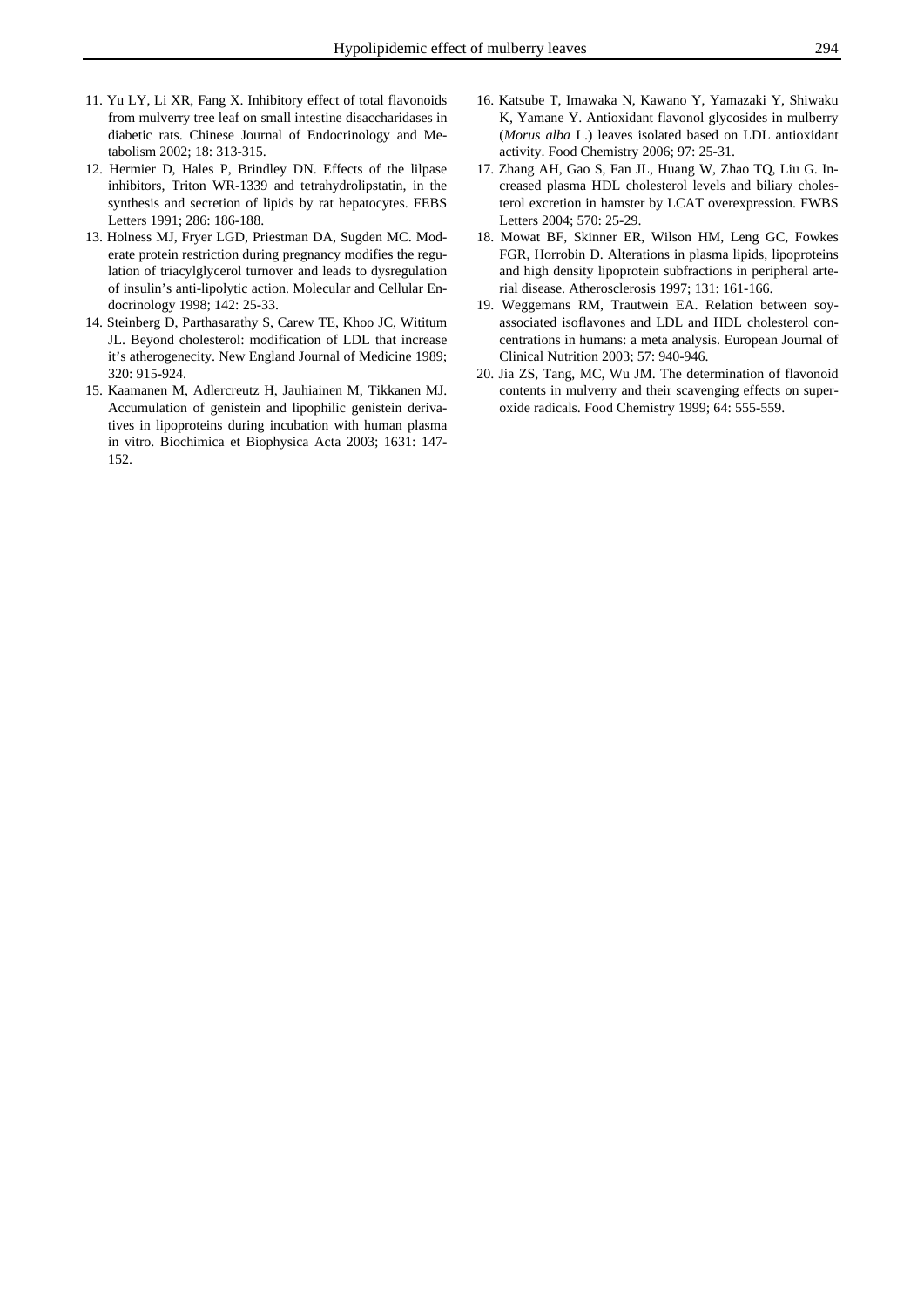11. Yu LY, Li XR, Fang X. Inhibitory effect of total flavonoids from mulverry tree leaf on small intestine disaccharidases in diabetic rats. Chinese Journal of Endocrinology and Metabolism 2002; 18: 313-315.
12. Hermier D, Hales P, Brindley DN. Effects of the lilpase inhibitors, Triton WR-1339 and tetrahydrolipstatin, in the synthesis and secretion of lipids by rat hepatocytes. FEBS Letters 1991; 286: 186-188.
13. Holness MJ, Fryer LGD, Priestman DA, Sugden MC. Moderate protein restriction during pregnancy modifies the regulation of triacylglycerol turnover and leads to dysregulation of insulin's anti-lipolytic action. Molecular and Cellular Endocrinology 1998; 142: 25-33.
14. Steinberg D, Parthasarathy S, Carew TE, Khoo JC, Wititum JL. Beyond cholesterol: modification of LDL that increase it's atherogenecity. New England Journal of Medicine 1989; 320: 915-924.
15. Kaamanen M, Adlercreutz H, Jauhiainen M, Tikkanen MJ. Accumulation of genistein and lipophilic genistein derivatives in lipoproteins during incubation with human plasma in vitro. Biochimica et Biophysica Acta 2003; 1631: 147-152.
16. Katsube T, Imawaka N, Kawano Y, Yamazaki Y, Shiwaku K, Yamane Y. Antioxidant flavonol glycosides in mulberry (*Morus alba* L.) leaves isolated based on LDL antioxidant activity. Food Chemistry 2006; 97: 25-31.
17. Zhang AH, Gao S, Fan JL, Huang W, Zhao TQ, Liu G. Increased plasma HDL cholesterol levels and biliary cholesterol excretion in hamster by LCAT overexpression. FWBS Letters 2004; 570: 25-29.
18. Mowat BF, Skinner ER, Wilson HM, Leng GC, Fowkes FGR, Horrobin D. Alterations in plasma lipids, lipoproteins and high density lipoprotein subfractions in peripheral arterial disease. Atherosclerosis 1997; 131: 161-166.
19. Weggemans RM, Trautwein EA. Relation between soy-associated isoflavones and LDL and HDL cholesterol concentrations in humans: a meta analysis. European Journal of Clinical Nutrition 2003; 57: 940-946.
20. Jia ZS, Tang, MC, Wu JM. The determination of flavonoid contents in mulverry and their scavenging effects on superoxide radicals. Food Chemistry 1999; 64: 555-559.